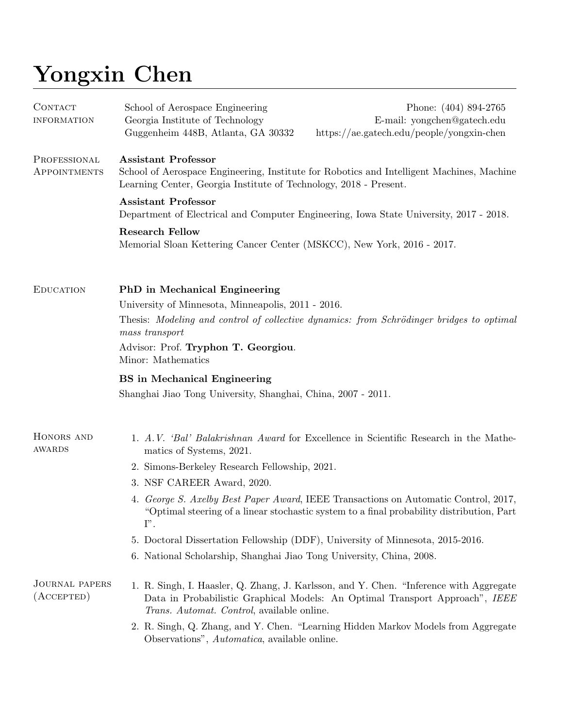# Yongxin Chen

## Contact information

School of Aerospace Engineering
Georgia Institute of Technology
Guggenheim 448B, Atlanta, GA 30332

Phone: (404) 894-2765
E-mail: yongchen@gatech.edu
https://ae.gatech.edu/people/yongxin-chen

## Professional Appointments

**Assistant Professor**
School of Aerospace Engineering, Institute for Robotics and Intelligent Machines, Machine Learning Center, Georgia Institute of Technology, 2018 - Present.

**Assistant Professor**
Department of Electrical and Computer Engineering, Iowa State University, 2017 - 2018.

**Research Fellow**
Memorial Sloan Kettering Cancer Center (MSKCC), New York, 2016 - 2017.

## Education

**PhD in Mechanical Engineering**
University of Minnesota, Minneapolis, 2011 - 2016.
Thesis: *Modeling and control of collective dynamics: from Schrödinger bridges to optimal mass transport*
Advisor: Prof. **Tryphon T. Georgiou**.
Minor: Mathematics

**BS in Mechanical Engineering**
Shanghai Jiao Tong University, Shanghai, China, 2007 - 2011.

## Honors and awards

1. *A.V. 'Bal' Balakrishnan Award* for Excellence in Scientific Research in the Mathematics of Systems, 2021.
2. Simons-Berkeley Research Fellowship, 2021.
3. NSF CAREER Award, 2020.
4. *George S. Axelby Best Paper Award*, IEEE Transactions on Automatic Control, 2017, "Optimal steering of a linear stochastic system to a final probability distribution, Part I".
5. Doctoral Dissertation Fellowship (DDF), University of Minnesota, 2015-2016.
6. National Scholarship, Shanghai Jiao Tong University, China, 2008.

## Journal papers (Accepted)

1. R. Singh, I. Haasler, Q. Zhang, J. Karlsson, and Y. Chen. "Inference with Aggregate Data in Probabilistic Graphical Models: An Optimal Transport Approach", *IEEE Trans. Automat. Control*, available online.
2. R. Singh, Q. Zhang, and Y. Chen. "Learning Hidden Markov Models from Aggregate Observations", *Automatica*, available online.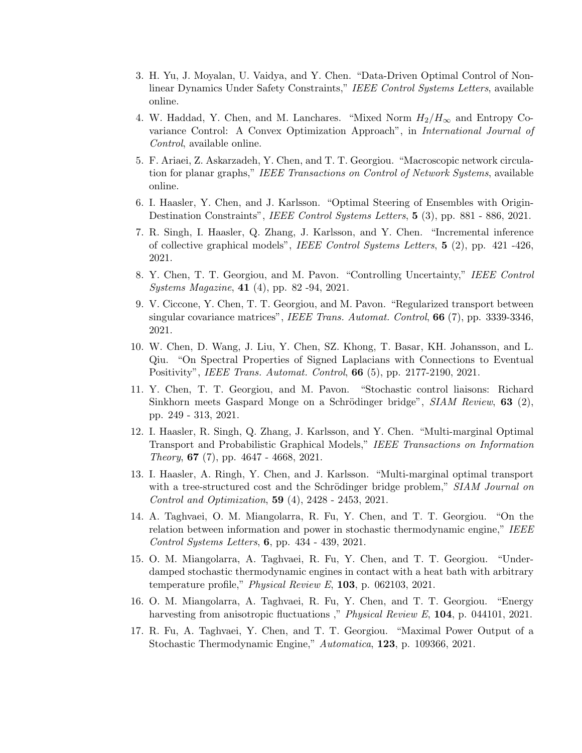3. H. Yu, J. Moyalan, U. Vaidya, and Y. Chen. "Data-Driven Optimal Control of Nonlinear Dynamics Under Safety Constraints," *IEEE Control Systems Letters*, available online.
4. W. Haddad, Y. Chen, and M. Lanchares. "Mixed Norm $H_2/H_\infty$ and Entropy Covariance Control: A Convex Optimization Approach", in *International Journal of Control*, available online.
5. F. Ariaei, Z. Askarzadeh, Y. Chen, and T. T. Georgiou. "Macroscopic network circulation for planar graphs," *IEEE Transactions on Control of Network Systems*, available online.
6. I. Haasler, Y. Chen, and J. Karlsson. "Optimal Steering of Ensembles with Origin-Destination Constraints", *IEEE Control Systems Letters*, **5** (3), pp. 881 - 886, 2021.
7. R. Singh, I. Haasler, Q. Zhang, J. Karlsson, and Y. Chen. "Incremental inference of collective graphical models", *IEEE Control Systems Letters*, **5** (2), pp. 421 -426, 2021.
8. Y. Chen, T. T. Georgiou, and M. Pavon. "Controlling Uncertainty," *IEEE Control Systems Magazine*, **41** (4), pp. 82 -94, 2021.
9. V. Ciccone, Y. Chen, T. T. Georgiou, and M. Pavon. "Regularized transport between singular covariance matrices", *IEEE Trans. Automat. Control*, **66** (7), pp. 3339-3346, 2021.
10. W. Chen, D. Wang, J. Liu, Y. Chen, SZ. Khong, T. Basar, KH. Johansson, and L. Qiu. "On Spectral Properties of Signed Laplacians with Connections to Eventual Positivity", *IEEE Trans. Automat. Control*, **66** (5), pp. 2177-2190, 2021.
11. Y. Chen, T. T. Georgiou, and M. Pavon. "Stochastic control liaisons: Richard Sinkhorn meets Gaspard Monge on a Schrödinger bridge", *SIAM Review*, **63** (2), pp. 249 - 313, 2021.
12. I. Haasler, R. Singh, Q. Zhang, J. Karlsson, and Y. Chen. "Multi-marginal Optimal Transport and Probabilistic Graphical Models," *IEEE Transactions on Information Theory*, **67** (7), pp. 4647 - 4668, 2021.
13. I. Haasler, A. Ringh, Y. Chen, and J. Karlsson. "Multi-marginal optimal transport with a tree-structured cost and the Schrödinger bridge problem," *SIAM Journal on Control and Optimization*, **59** (4), 2428 - 2453, 2021.
14. A. Taghvaei, O. M. Miangolarra, R. Fu, Y. Chen, and T. T. Georgiou. "On the relation between information and power in stochastic thermodynamic engine," *IEEE Control Systems Letters*, **6**, pp. 434 - 439, 2021.
15. O. M. Miangolarra, A. Taghvaei, R. Fu, Y. Chen, and T. T. Georgiou. "Underdamped stochastic thermodynamic engines in contact with a heat bath with arbitrary temperature profile," *Physical Review E*, **103**, p. 062103, 2021.
16. O. M. Miangolarra, A. Taghvaei, R. Fu, Y. Chen, and T. T. Georgiou. "Energy harvesting from anisotropic fluctuations ," *Physical Review E*, **104**, p. 044101, 2021.
17. R. Fu, A. Taghvaei, Y. Chen, and T. T. Georgiou. "Maximal Power Output of a Stochastic Thermodynamic Engine," *Automatica*, **123**, p. 109366, 2021.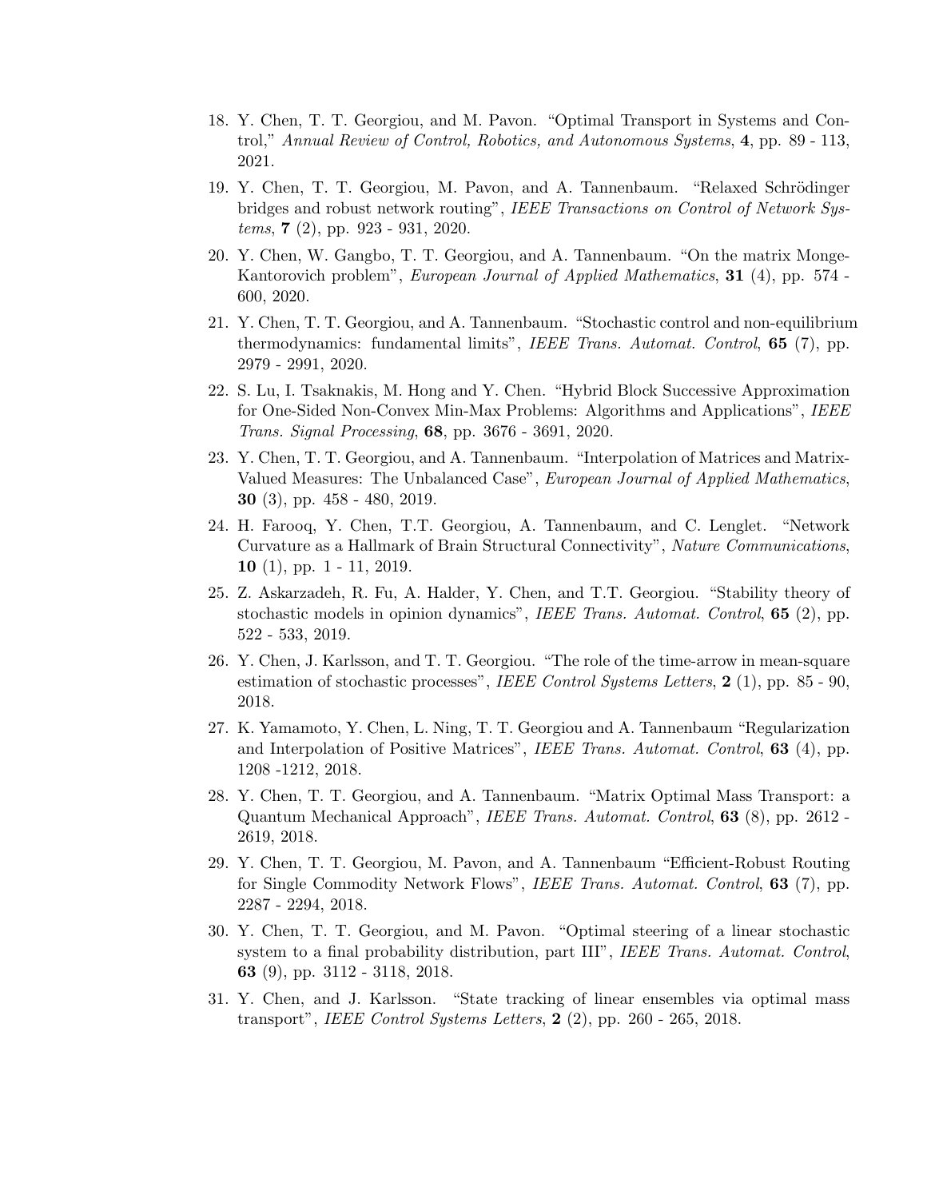18. Y. Chen, T. T. Georgiou, and M. Pavon. "Optimal Transport in Systems and Control," *Annual Review of Control, Robotics, and Autonomous Systems*, **4**, pp. 89 - 113, 2021.

19. Y. Chen, T. T. Georgiou, M. Pavon, and A. Tannenbaum. "Relaxed Schrödinger bridges and robust network routing", *IEEE Transactions on Control of Network Systems*, **7** (2), pp. 923 - 931, 2020.

20. Y. Chen, W. Gangbo, T. T. Georgiou, and A. Tannenbaum. "On the matrix Monge-Kantorovich problem", *European Journal of Applied Mathematics*, **31** (4), pp. 574 - 600, 2020.

21. Y. Chen, T. T. Georgiou, and A. Tannenbaum. "Stochastic control and non-equilibrium thermodynamics: fundamental limits", *IEEE Trans. Automat. Control*, **65** (7), pp. 2979 - 2991, 2020.

22. S. Lu, I. Tsaknakis, M. Hong and Y. Chen. "Hybrid Block Successive Approximation for One-Sided Non-Convex Min-Max Problems: Algorithms and Applications", *IEEE Trans. Signal Processing*, **68**, pp. 3676 - 3691, 2020.

23. Y. Chen, T. T. Georgiou, and A. Tannenbaum. "Interpolation of Matrices and Matrix-Valued Measures: The Unbalanced Case", *European Journal of Applied Mathematics*, **30** (3), pp. 458 - 480, 2019.

24. H. Farooq, Y. Chen, T.T. Georgiou, A. Tannenbaum, and C. Lenglet. "Network Curvature as a Hallmark of Brain Structural Connectivity", *Nature Communications*, **10** (1), pp. 1 - 11, 2019.

25. Z. Askarzadeh, R. Fu, A. Halder, Y. Chen, and T.T. Georgiou. "Stability theory of stochastic models in opinion dynamics", *IEEE Trans. Automat. Control*, **65** (2), pp. 522 - 533, 2019.

26. Y. Chen, J. Karlsson, and T. T. Georgiou. "The role of the time-arrow in mean-square estimation of stochastic processes", *IEEE Control Systems Letters*, **2** (1), pp. 85 - 90, 2018.

27. K. Yamamoto, Y. Chen, L. Ning, T. T. Georgiou and A. Tannenbaum "Regularization and Interpolation of Positive Matrices", *IEEE Trans. Automat. Control*, **63** (4), pp. 1208 -1212, 2018.

28. Y. Chen, T. T. Georgiou, and A. Tannenbaum. "Matrix Optimal Mass Transport: a Quantum Mechanical Approach", *IEEE Trans. Automat. Control*, **63** (8), pp. 2612 - 2619, 2018.

29. Y. Chen, T. T. Georgiou, M. Pavon, and A. Tannenbaum "Efficient-Robust Routing for Single Commodity Network Flows", *IEEE Trans. Automat. Control*, **63** (7), pp. 2287 - 2294, 2018.

30. Y. Chen, T. T. Georgiou, and M. Pavon. "Optimal steering of a linear stochastic system to a final probability distribution, part III", *IEEE Trans. Automat. Control*, **63** (9), pp. 3112 - 3118, 2018.

31. Y. Chen, and J. Karlsson. "State tracking of linear ensembles via optimal mass transport", *IEEE Control Systems Letters*, **2** (2), pp. 260 - 265, 2018.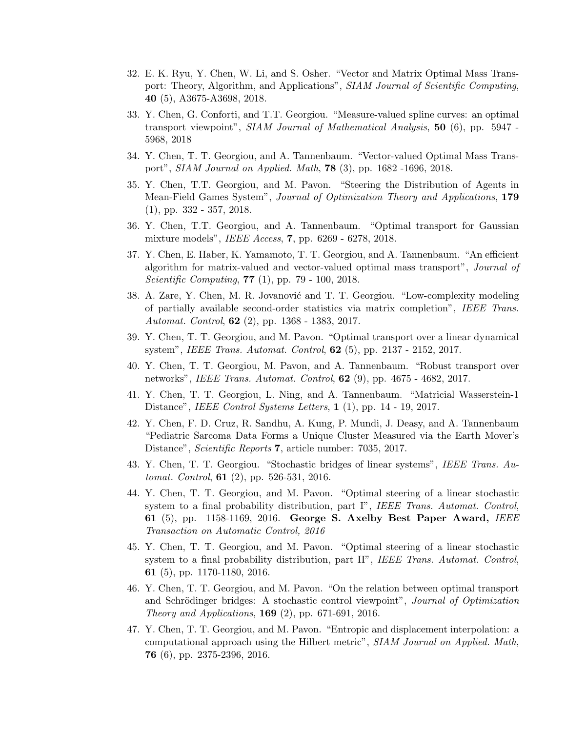32. E. K. Ryu, Y. Chen, W. Li, and S. Osher. "Vector and Matrix Optimal Mass Transport: Theory, Algorithm, and Applications", *SIAM Journal of Scientific Computing*, **40** (5), A3675-A3698, 2018.

33. Y. Chen, G. Conforti, and T.T. Georgiou. "Measure-valued spline curves: an optimal transport viewpoint", *SIAM Journal of Mathematical Analysis*, **50** (6), pp. 5947 - 5968, 2018

34. Y. Chen, T. T. Georgiou, and A. Tannenbaum. "Vector-valued Optimal Mass Transport", *SIAM Journal on Applied. Math*, **78** (3), pp. 1682 -1696, 2018.

35. Y. Chen, T.T. Georgiou, and M. Pavon. "Steering the Distribution of Agents in Mean-Field Games System", *Journal of Optimization Theory and Applications*, **179** (1), pp. 332 - 357, 2018.

36. Y. Chen, T.T. Georgiou, and A. Tannenbaum. "Optimal transport for Gaussian mixture models", *IEEE Access*, **7**, pp. 6269 - 6278, 2018.

37. Y. Chen, E. Haber, K. Yamamoto, T. T. Georgiou, and A. Tannenbaum. "An efficient algorithm for matrix-valued and vector-valued optimal mass transport", *Journal of Scientific Computing*, **77** (1), pp. 79 - 100, 2018.

38. A. Zare, Y. Chen, M. R. Jovanović and T. T. Georgiou. "Low-complexity modeling of partially available second-order statistics via matrix completion", *IEEE Trans. Automat. Control*, **62** (2), pp. 1368 - 1383, 2017.

39. Y. Chen, T. T. Georgiou, and M. Pavon. "Optimal transport over a linear dynamical system", *IEEE Trans. Automat. Control*, **62** (5), pp. 2137 - 2152, 2017.

40. Y. Chen, T. T. Georgiou, M. Pavon, and A. Tannenbaum. "Robust transport over networks", *IEEE Trans. Automat. Control*, **62** (9), pp. 4675 - 4682, 2017.

41. Y. Chen, T. T. Georgiou, L. Ning, and A. Tannenbaum. "Matricial Wasserstein-1 Distance", *IEEE Control Systems Letters*, **1** (1), pp. 14 - 19, 2017.

42. Y. Chen, F. D. Cruz, R. Sandhu, A. Kung, P. Mundi, J. Deasy, and A. Tannenbaum "Pediatric Sarcoma Data Forms a Unique Cluster Measured via the Earth Mover's Distance", *Scientific Reports* **7**, article number: 7035, 2017.

43. Y. Chen, T. T. Georgiou. "Stochastic bridges of linear systems", *IEEE Trans. Automat. Control*, **61** (2), pp. 526-531, 2016.

44. Y. Chen, T. T. Georgiou, and M. Pavon. "Optimal steering of a linear stochastic system to a final probability distribution, part I", *IEEE Trans. Automat. Control*, **61** (5), pp. 1158-1169, 2016. **George S. Axelby Best Paper Award,** *IEEE Transaction on Automatic Control, 2016*

45. Y. Chen, T. T. Georgiou, and M. Pavon. "Optimal steering of a linear stochastic system to a final probability distribution, part II", *IEEE Trans. Automat. Control*, **61** (5), pp. 1170-1180, 2016.

46. Y. Chen, T. T. Georgiou, and M. Pavon. "On the relation between optimal transport and Schrödinger bridges: A stochastic control viewpoint", *Journal of Optimization Theory and Applications*, **169** (2), pp. 671-691, 2016.

47. Y. Chen, T. T. Georgiou, and M. Pavon. "Entropic and displacement interpolation: a computational approach using the Hilbert metric", *SIAM Journal on Applied. Math*, **76** (6), pp. 2375-2396, 2016.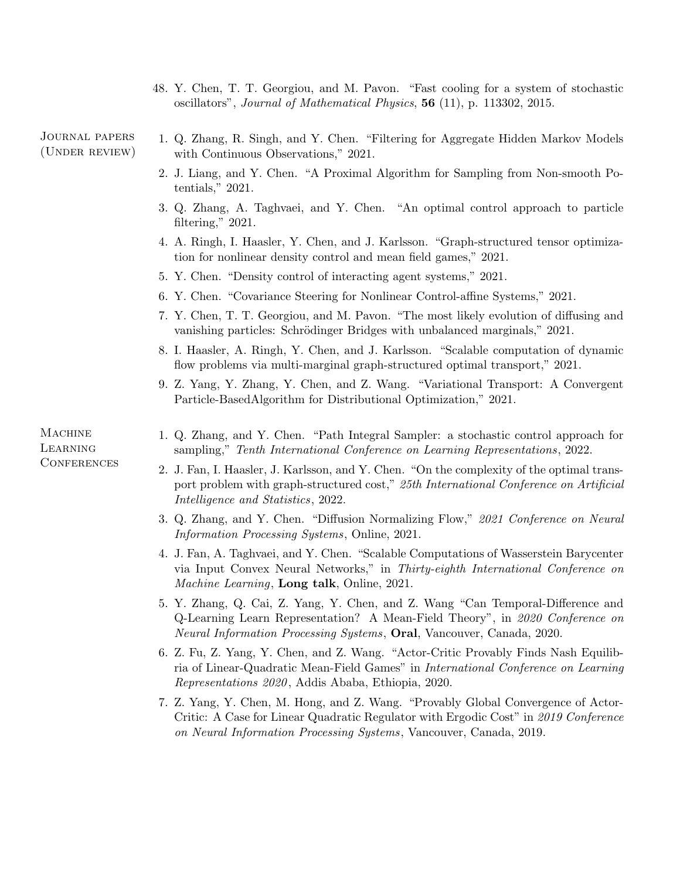48. Y. Chen, T. T. Georgiou, and M. Pavon. “Fast cooling for a system of stochastic oscillators”, *Journal of Mathematical Physics*, **56** (11), p. 113302, 2015.

## Journal papers (Under review)

1. Q. Zhang, R. Singh, and Y. Chen. “Filtering for Aggregate Hidden Markov Models with Continuous Observations,” 2021.
2. J. Liang, and Y. Chen. “A Proximal Algorithm for Sampling from Non-smooth Potentials,” 2021.
3. Q. Zhang, A. Taghvaei, and Y. Chen. “An optimal control approach to particle filtering,” 2021.
4. A. Ringh, I. Haasler, Y. Chen, and J. Karlsson. “Graph-structured tensor optimization for nonlinear density control and mean field games,” 2021.
5. Y. Chen. “Density control of interacting agent systems,” 2021.
6. Y. Chen. “Covariance Steering for Nonlinear Control-affine Systems,” 2021.
7. Y. Chen, T. T. Georgiou, and M. Pavon. “The most likely evolution of diffusing and vanishing particles: Schrödinger Bridges with unbalanced marginals,” 2021.
8. I. Haasler, A. Ringh, Y. Chen, and J. Karlsson. “Scalable computation of dynamic flow problems via multi-marginal graph-structured optimal transport,” 2021.
9. Z. Yang, Y. Zhang, Y. Chen, and Z. Wang. “Variational Transport: A Convergent Particle-BasedAlgorithm for Distributional Optimization,” 2021.

## Machine Learning Conferences

1. Q. Zhang, and Y. Chen. “Path Integral Sampler: a stochastic control approach for sampling,” *Tenth International Conference on Learning Representations*, 2022.
2. J. Fan, I. Haasler, J. Karlsson, and Y. Chen. “On the complexity of the optimal transport problem with graph-structured cost,” *25th International Conference on Artificial Intelligence and Statistics*, 2022.
3. Q. Zhang, and Y. Chen. “Diffusion Normalizing Flow,” *2021 Conference on Neural Information Processing Systems*, Online, 2021.
4. J. Fan, A. Taghvaei, and Y. Chen. “Scalable Computations of Wasserstein Barycenter via Input Convex Neural Networks,” in *Thirty-eighth International Conference on Machine Learning*, **Long talk**, Online, 2021.
5. Y. Zhang, Q. Cai, Z. Yang, Y. Chen, and Z. Wang “Can Temporal-Difference and Q-Learning Learn Representation? A Mean-Field Theory”, in *2020 Conference on Neural Information Processing Systems*, **Oral**, Vancouver, Canada, 2020.
6. Z. Fu, Z. Yang, Y. Chen, and Z. Wang. “Actor-Critic Provably Finds Nash Equilibria of Linear-Quadratic Mean-Field Games” in *International Conference on Learning Representations 2020*, Addis Ababa, Ethiopia, 2020.
7. Z. Yang, Y. Chen, M. Hong, and Z. Wang. “Provably Global Convergence of Actor-Critic: A Case for Linear Quadratic Regulator with Ergodic Cost” in *2019 Conference on Neural Information Processing Systems*, Vancouver, Canada, 2019.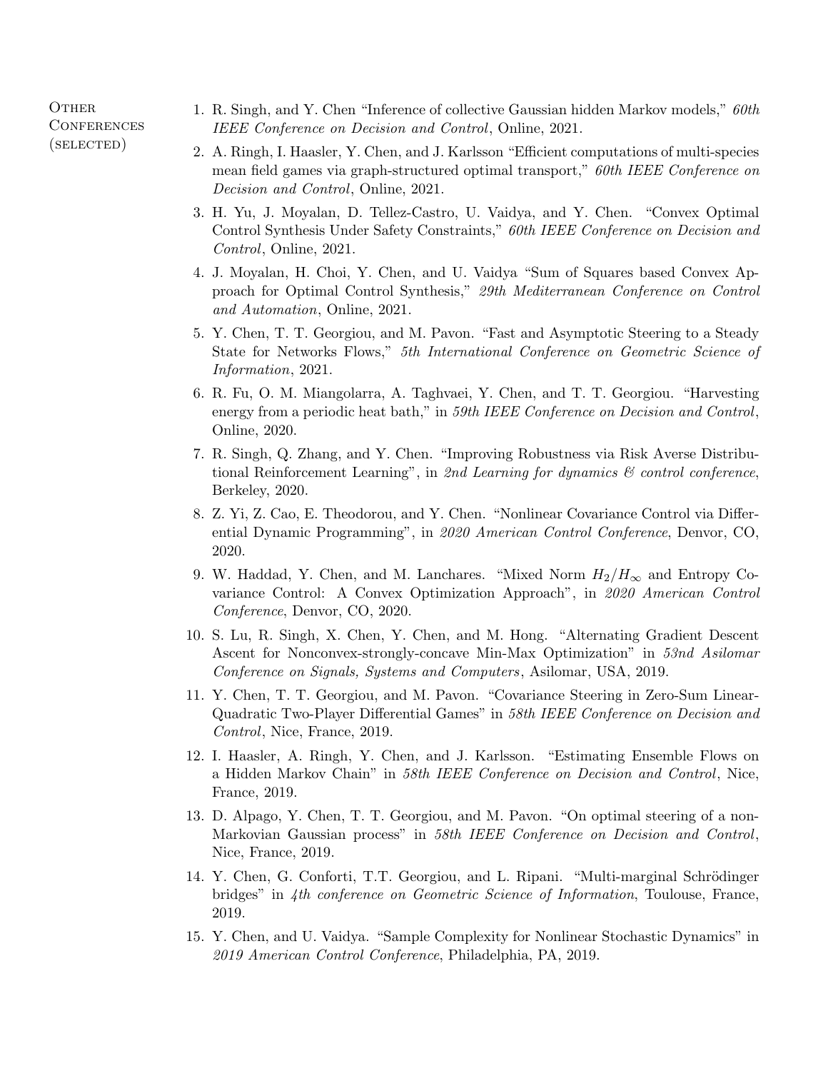### Other Conferences (selected)

1. R. Singh, and Y. Chen "Inference of collective Gaussian hidden Markov models," *60th IEEE Conference on Decision and Control*, Online, 2021.
2. A. Ringh, I. Haasler, Y. Chen, and J. Karlsson "Efficient computations of multi-species mean field games via graph-structured optimal transport," *60th IEEE Conference on Decision and Control*, Online, 2021.
3. H. Yu, J. Moyalan, D. Tellez-Castro, U. Vaidya, and Y. Chen. "Convex Optimal Control Synthesis Under Safety Constraints," *60th IEEE Conference on Decision and Control*, Online, 2021.
4. J. Moyalan, H. Choi, Y. Chen, and U. Vaidya "Sum of Squares based Convex Approach for Optimal Control Synthesis," *29th Mediterranean Conference on Control and Automation*, Online, 2021.
5. Y. Chen, T. T. Georgiou, and M. Pavon. "Fast and Asymptotic Steering to a Steady State for Networks Flows," *5th International Conference on Geometric Science of Information*, 2021.
6. R. Fu, O. M. Miangolarra, A. Taghvaei, Y. Chen, and T. T. Georgiou. "Harvesting energy from a periodic heat bath," in *59th IEEE Conference on Decision and Control*, Online, 2020.
7. R. Singh, Q. Zhang, and Y. Chen. "Improving Robustness via Risk Averse Distributional Reinforcement Learning", in *2nd Learning for dynamics & control conference*, Berkeley, 2020.
8. Z. Yi, Z. Cao, E. Theodorou, and Y. Chen. "Nonlinear Covariance Control via Differential Dynamic Programming", in *2020 American Control Conference*, Denvor, CO, 2020.
9. W. Haddad, Y. Chen, and M. Lanchares. "Mixed Norm $H_2/H_\infty$ and Entropy Covariance Control: A Convex Optimization Approach", in *2020 American Control Conference*, Denvor, CO, 2020.
10. S. Lu, R. Singh, X. Chen, Y. Chen, and M. Hong. "Alternating Gradient Descent Ascent for Nonconvex-strongly-concave Min-Max Optimization" in *53nd Asilomar Conference on Signals, Systems and Computers*, Asilomar, USA, 2019.
11. Y. Chen, T. T. Georgiou, and M. Pavon. "Covariance Steering in Zero-Sum Linear-Quadratic Two-Player Differential Games" in *58th IEEE Conference on Decision and Control*, Nice, France, 2019.
12. I. Haasler, A. Ringh, Y. Chen, and J. Karlsson. "Estimating Ensemble Flows on a Hidden Markov Chain" in *58th IEEE Conference on Decision and Control*, Nice, France, 2019.
13. D. Alpago, Y. Chen, T. T. Georgiou, and M. Pavon. "On optimal steering of a non-Markovian Gaussian process" in *58th IEEE Conference on Decision and Control*, Nice, France, 2019.
14. Y. Chen, G. Conforti, T.T. Georgiou, and L. Ripani. "Multi-marginal Schrödinger bridges" in *4th conference on Geometric Science of Information*, Toulouse, France, 2019.
15. Y. Chen, and U. Vaidya. "Sample Complexity for Nonlinear Stochastic Dynamics" in *2019 American Control Conference*, Philadelphia, PA, 2019.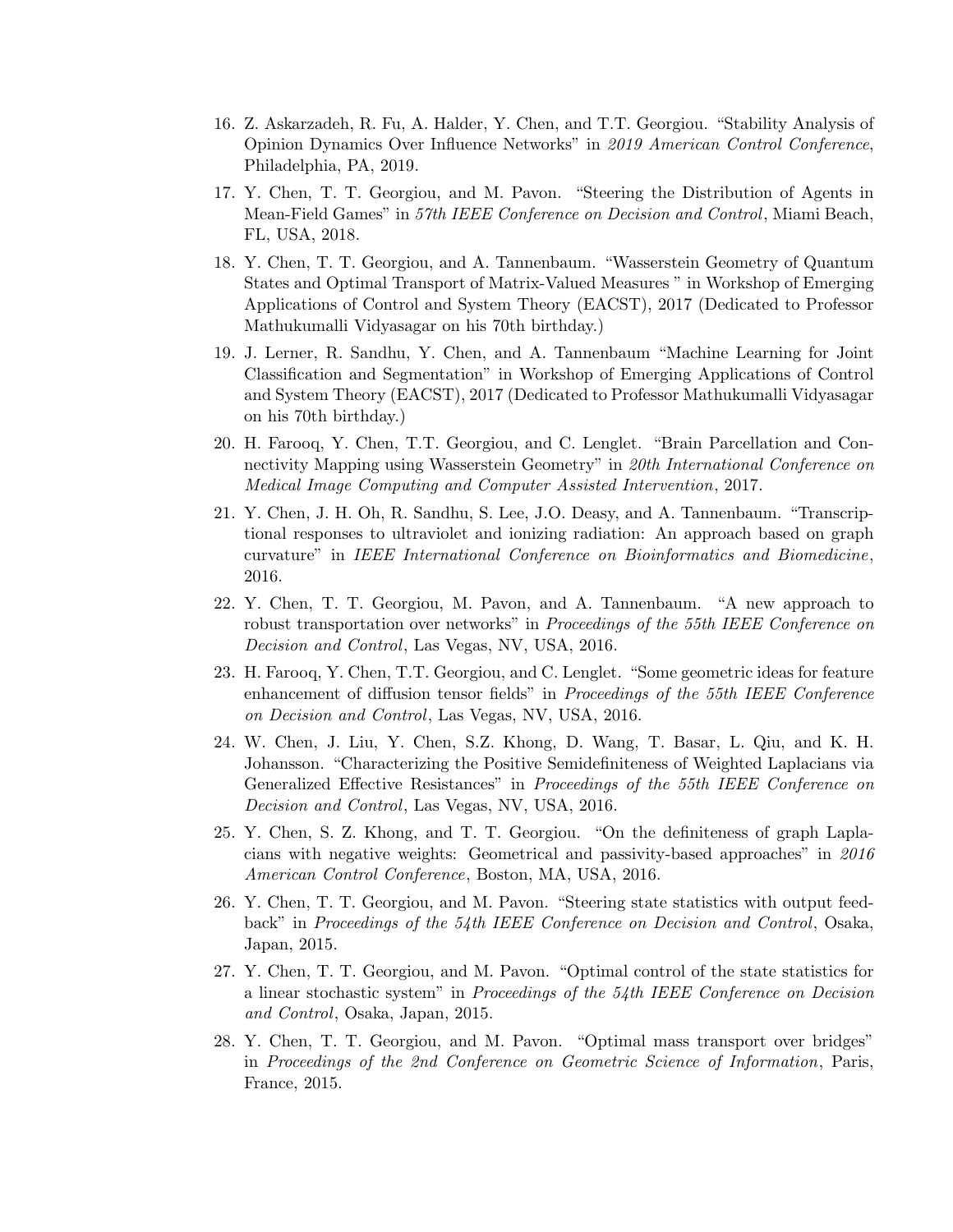16. Z. Askarzadeh, R. Fu, A. Halder, Y. Chen, and T.T. Georgiou. "Stability Analysis of Opinion Dynamics Over Influence Networks" in *2019 American Control Conference*, Philadelphia, PA, 2019.
17. Y. Chen, T. T. Georgiou, and M. Pavon. "Steering the Distribution of Agents in Mean-Field Games" in *57th IEEE Conference on Decision and Control*, Miami Beach, FL, USA, 2018.
18. Y. Chen, T. T. Georgiou, and A. Tannenbaum. "Wasserstein Geometry of Quantum States and Optimal Transport of Matrix-Valued Measures " in Workshop of Emerging Applications of Control and System Theory (EACST), 2017 (Dedicated to Professor Mathukumalli Vidyasagar on his 70th birthday.)
19. J. Lerner, R. Sandhu, Y. Chen, and A. Tannenbaum "Machine Learning for Joint Classification and Segmentation" in Workshop of Emerging Applications of Control and System Theory (EACST), 2017 (Dedicated to Professor Mathukumalli Vidyasagar on his 70th birthday.)
20. H. Farooq, Y. Chen, T.T. Georgiou, and C. Lenglet. "Brain Parcellation and Connectivity Mapping using Wasserstein Geometry" in *20th International Conference on Medical Image Computing and Computer Assisted Intervention*, 2017.
21. Y. Chen, J. H. Oh, R. Sandhu, S. Lee, J.O. Deasy, and A. Tannenbaum. "Transcriptional responses to ultraviolet and ionizing radiation: An approach based on graph curvature" in *IEEE International Conference on Bioinformatics and Biomedicine*, 2016.
22. Y. Chen, T. T. Georgiou, M. Pavon, and A. Tannenbaum. "A new approach to robust transportation over networks" in *Proceedings of the 55th IEEE Conference on Decision and Control*, Las Vegas, NV, USA, 2016.
23. H. Farooq, Y. Chen, T.T. Georgiou, and C. Lenglet. "Some geometric ideas for feature enhancement of diffusion tensor fields" in *Proceedings of the 55th IEEE Conference on Decision and Control*, Las Vegas, NV, USA, 2016.
24. W. Chen, J. Liu, Y. Chen, S.Z. Khong, D. Wang, T. Basar, L. Qiu, and K. H. Johansson. "Characterizing the Positive Semidefiniteness of Weighted Laplacians via Generalized Effective Resistances" in *Proceedings of the 55th IEEE Conference on Decision and Control*, Las Vegas, NV, USA, 2016.
25. Y. Chen, S. Z. Khong, and T. T. Georgiou. "On the definiteness of graph Laplacians with negative weights: Geometrical and passivity-based approaches" in *2016 American Control Conference*, Boston, MA, USA, 2016.
26. Y. Chen, T. T. Georgiou, and M. Pavon. "Steering state statistics with output feedback" in *Proceedings of the 54th IEEE Conference on Decision and Control*, Osaka, Japan, 2015.
27. Y. Chen, T. T. Georgiou, and M. Pavon. "Optimal control of the state statistics for a linear stochastic system" in *Proceedings of the 54th IEEE Conference on Decision and Control*, Osaka, Japan, 2015.
28. Y. Chen, T. T. Georgiou, and M. Pavon. "Optimal mass transport over bridges" in *Proceedings of the 2nd Conference on Geometric Science of Information*, Paris, France, 2015.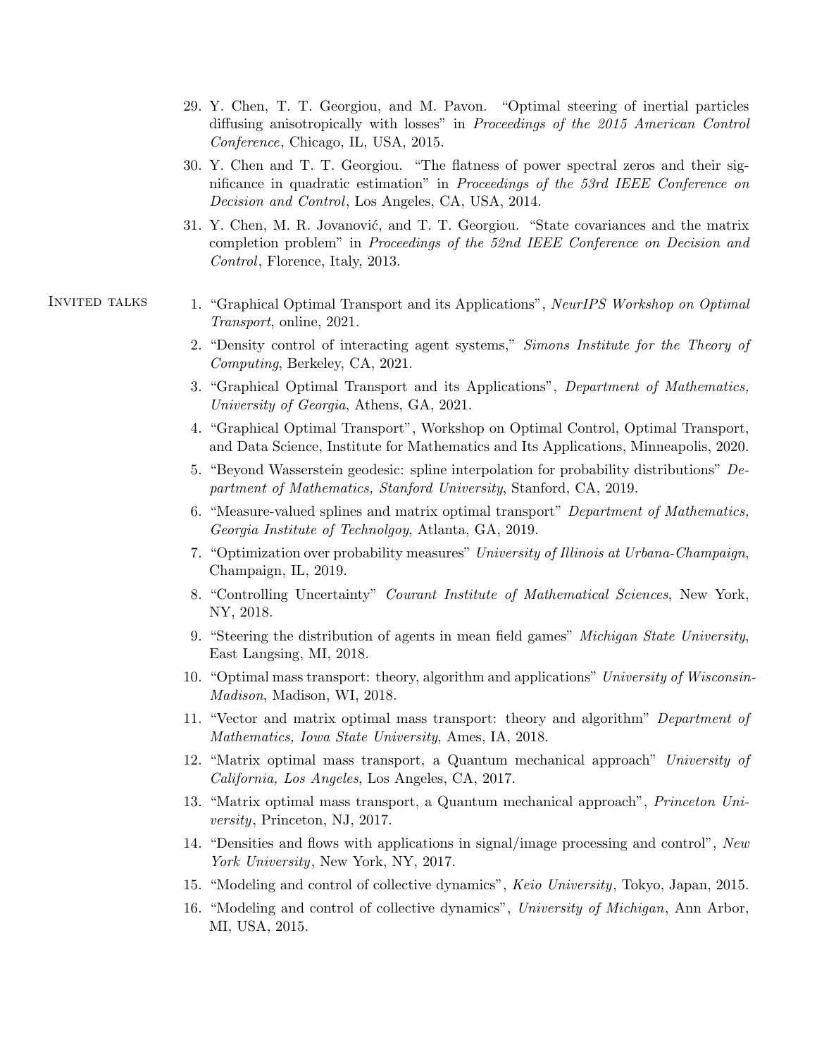29. Y. Chen, T. T. Georgiou, and M. Pavon. "Optimal steering of inertial particles diffusing anisotropically with losses" in *Proceedings of the 2015 American Control Conference*, Chicago, IL, USA, 2015.
30. Y. Chen and T. T. Georgiou. "The flatness of power spectral zeros and their significance in quadratic estimation" in *Proceedings of the 53rd IEEE Conference on Decision and Control*, Los Angeles, CA, USA, 2014.
31. Y. Chen, M. R. Jovanović, and T. T. Georgiou. "State covariances and the matrix completion problem" in *Proceedings of the 52nd IEEE Conference on Decision and Control*, Florence, Italy, 2013.

## Invited talks

1. "Graphical Optimal Transport and its Applications", *NeurIPS Workshop on Optimal Transport*, online, 2021.
2. "Density control of interacting agent systems," *Simons Institute for the Theory of Computing*, Berkeley, CA, 2021.
3. "Graphical Optimal Transport and its Applications", *Department of Mathematics, University of Georgia*, Athens, GA, 2021.
4. "Graphical Optimal Transport", Workshop on Optimal Control, Optimal Transport, and Data Science, Institute for Mathematics and Its Applications, Minneapolis, 2020.
5. "Beyond Wasserstein geodesic: spline interpolation for probability distributions" *Department of Mathematics, Stanford University*, Stanford, CA, 2019.
6. "Measure-valued splines and matrix optimal transport" *Department of Mathematics, Georgia Institute of Technolgoy*, Atlanta, GA, 2019.
7. "Optimization over probability measures" *University of Illinois at Urbana-Champaign*, Champaign, IL, 2019.
8. "Controlling Uncertainty" *Courant Institute of Mathematical Sciences*, New York, NY, 2018.
9. "Steering the distribution of agents in mean field games" *Michigan State University*, East Langsing, MI, 2018.
10. "Optimal mass transport: theory, algorithm and applications" *University of Wisconsin-Madison*, Madison, WI, 2018.
11. "Vector and matrix optimal mass transport: theory and algorithm" *Department of Mathematics, Iowa State University*, Ames, IA, 2018.
12. "Matrix optimal mass transport, a Quantum mechanical approach" *University of California, Los Angeles*, Los Angeles, CA, 2017.
13. "Matrix optimal mass transport, a Quantum mechanical approach", *Princeton University*, Princeton, NJ, 2017.
14. "Densities and flows with applications in signal/image processing and control", *New York University*, New York, NY, 2017.
15. "Modeling and control of collective dynamics", *Keio University*, Tokyo, Japan, 2015.
16. "Modeling and control of collective dynamics", *University of Michigan*, Ann Arbor, MI, USA, 2015.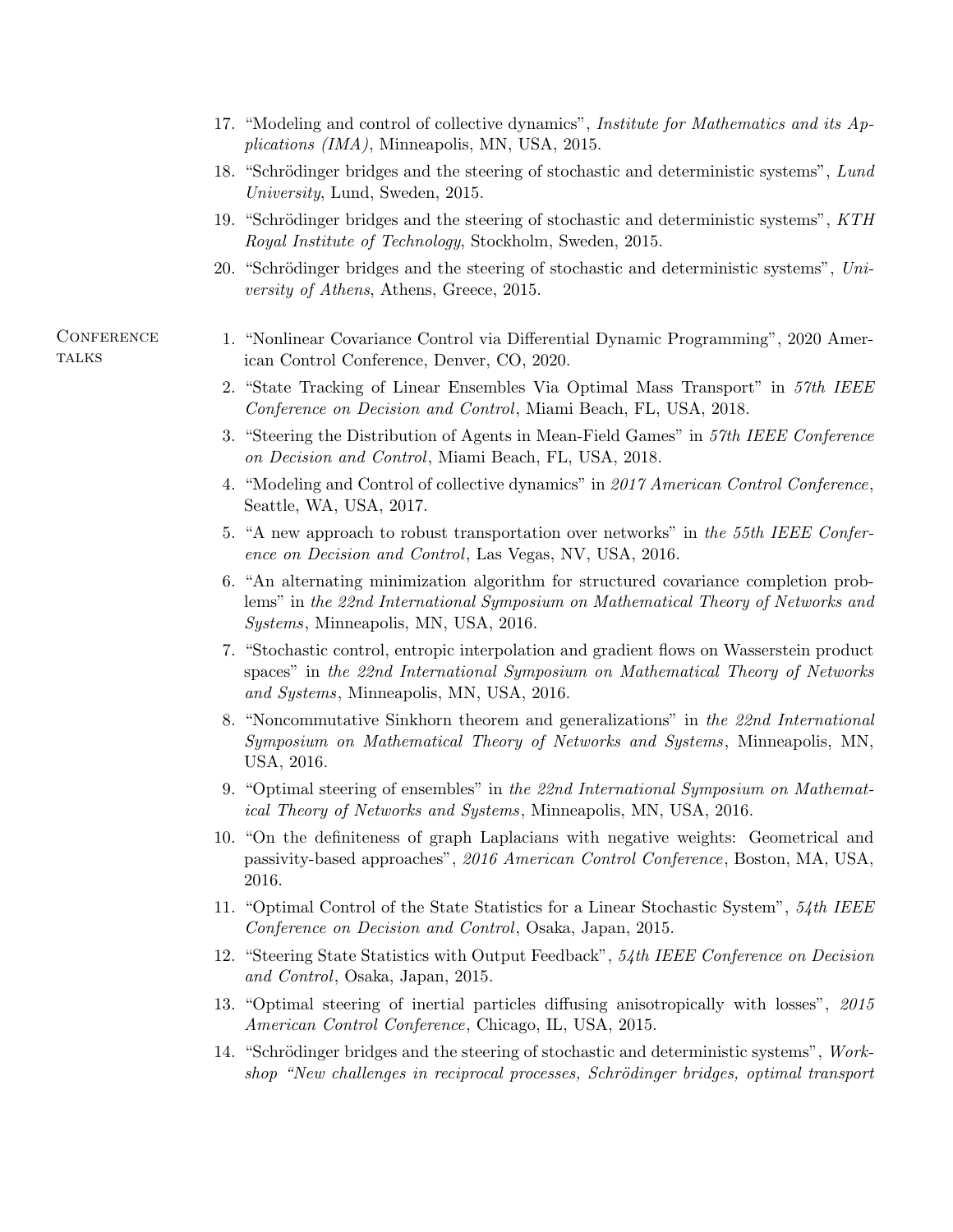17. "Modeling and control of collective dynamics", *Institute for Mathematics and its Applications (IMA)*, Minneapolis, MN, USA, 2015.
18. "Schrödinger bridges and the steering of stochastic and deterministic systems", *Lund University*, Lund, Sweden, 2015.
19. "Schrödinger bridges and the steering of stochastic and deterministic systems", *KTH Royal Institute of Technology*, Stockholm, Sweden, 2015.
20. "Schrödinger bridges and the steering of stochastic and deterministic systems", *University of Athens*, Athens, Greece, 2015.

## Conference talks

1. "Nonlinear Covariance Control via Differential Dynamic Programming", 2020 American Control Conference, Denver, CO, 2020.
2. "State Tracking of Linear Ensembles Via Optimal Mass Transport" in *57th IEEE Conference on Decision and Control*, Miami Beach, FL, USA, 2018.
3. "Steering the Distribution of Agents in Mean-Field Games" in *57th IEEE Conference on Decision and Control*, Miami Beach, FL, USA, 2018.
4. "Modeling and Control of collective dynamics" in *2017 American Control Conference*, Seattle, WA, USA, 2017.
5. "A new approach to robust transportation over networks" in *the 55th IEEE Conference on Decision and Control*, Las Vegas, NV, USA, 2016.
6. "An alternating minimization algorithm for structured covariance completion problems" in *the 22nd International Symposium on Mathematical Theory of Networks and Systems*, Minneapolis, MN, USA, 2016.
7. "Stochastic control, entropic interpolation and gradient flows on Wasserstein product spaces" in *the 22nd International Symposium on Mathematical Theory of Networks and Systems*, Minneapolis, MN, USA, 2016.
8. "Noncommutative Sinkhorn theorem and generalizations" in *the 22nd International Symposium on Mathematical Theory of Networks and Systems*, Minneapolis, MN, USA, 2016.
9. "Optimal steering of ensembles" in *the 22nd International Symposium on Mathematical Theory of Networks and Systems*, Minneapolis, MN, USA, 2016.
10. "On the definiteness of graph Laplacians with negative weights: Geometrical and passivity-based approaches", *2016 American Control Conference*, Boston, MA, USA, 2016.
11. "Optimal Control of the State Statistics for a Linear Stochastic System", *54th IEEE Conference on Decision and Control*, Osaka, Japan, 2015.
12. "Steering State Statistics with Output Feedback", *54th IEEE Conference on Decision and Control*, Osaka, Japan, 2015.
13. "Optimal steering of inertial particles diffusing anisotropically with losses", *2015 American Control Conference*, Chicago, IL, USA, 2015.
14. "Schrödinger bridges and the steering of stochastic and deterministic systems", *Workshop "New challenges in reciprocal processes, Schrödinger bridges, optimal transport*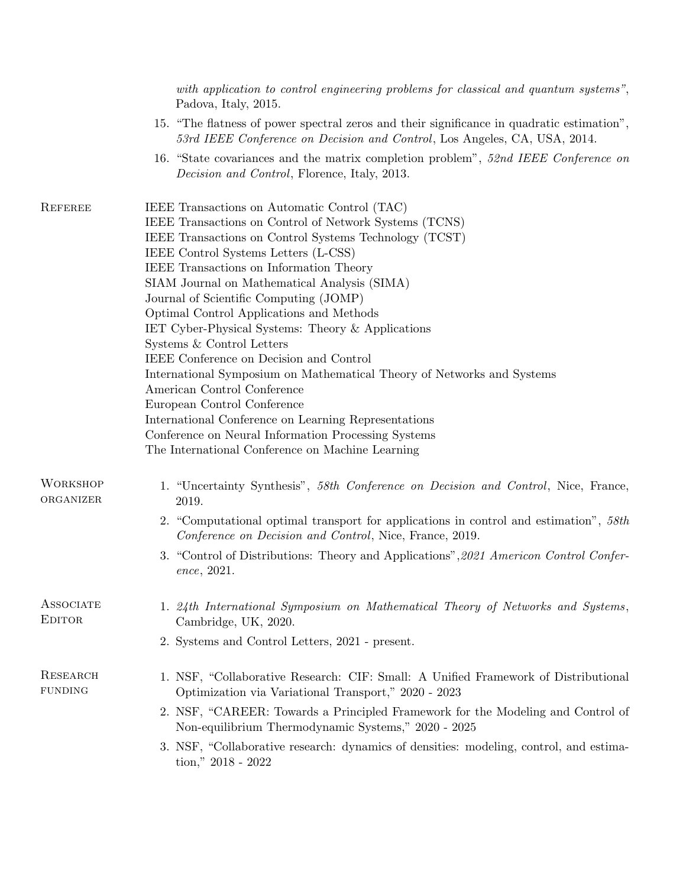*with application to control engineering problems for classical and quantum systems"*, Padova, Italy, 2015.

15. "The flatness of power spectral zeros and their significance in quadratic estimation", *53rd IEEE Conference on Decision and Control*, Los Angeles, CA, USA, 2014.
16. "State covariances and the matrix completion problem", *52nd IEEE Conference on Decision and Control*, Florence, Italy, 2013.

## Referee

IEEE Transactions on Automatic Control (TAC)
IEEE Transactions on Control of Network Systems (TCNS)
IEEE Transactions on Control Systems Technology (TCST)
IEEE Control Systems Letters (L-CSS)
IEEE Transactions on Information Theory
SIAM Journal on Mathematical Analysis (SIMA)
Journal of Scientific Computing (JOMP)
Optimal Control Applications and Methods
IET Cyber-Physical Systems: Theory & Applications
Systems & Control Letters
IEEE Conference on Decision and Control
International Symposium on Mathematical Theory of Networks and Systems
American Control Conference
European Control Conference
International Conference on Learning Representations
Conference on Neural Information Processing Systems
The International Conference on Machine Learning

## Workshop organizer

1. "Uncertainty Synthesis", *58th Conference on Decision and Control*, Nice, France, 2019.
2. "Computational optimal transport for applications in control and estimation", *58th Conference on Decision and Control*, Nice, France, 2019.
3. "Control of Distributions: Theory and Applications",*2021 Americon Control Conference*, 2021.

## Associate Editor

1. *24th International Symposium on Mathematical Theory of Networks and Systems*, Cambridge, UK, 2020.
2. Systems and Control Letters, 2021 - present.

## Research funding

1. NSF, "Collaborative Research: CIF: Small: A Unified Framework of Distributional Optimization via Variational Transport," 2020 - 2023
2. NSF, "CAREER: Towards a Principled Framework for the Modeling and Control of Non-equilibrium Thermodynamic Systems," 2020 - 2025
3. NSF, "Collaborative research: dynamics of densities: modeling, control, and estimation," 2018 - 2022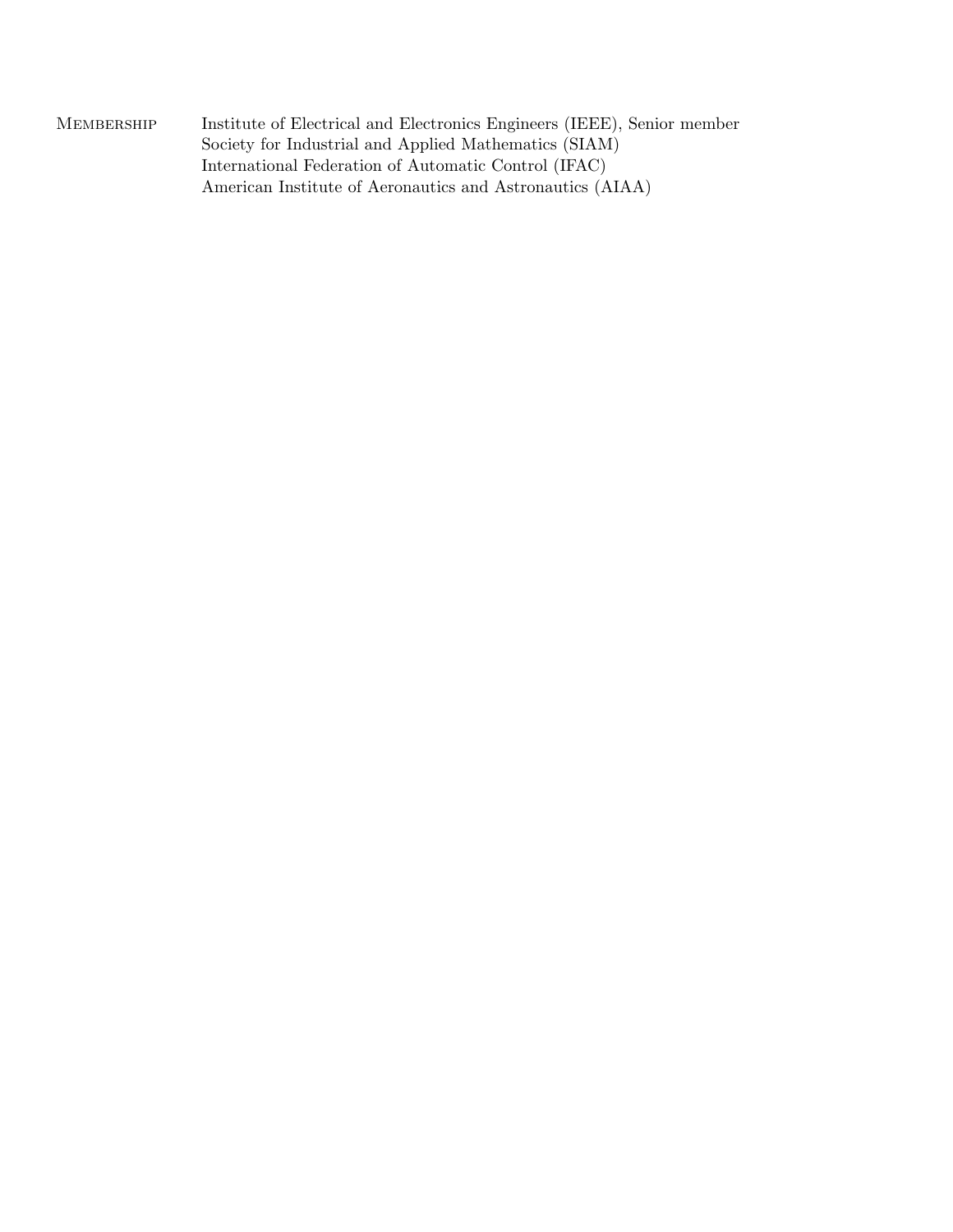## Membership

Institute of Electrical and Electronics Engineers (IEEE), Senior member
Society for Industrial and Applied Mathematics (SIAM)
International Federation of Automatic Control (IFAC)
American Institute of Aeronautics and Astronautics (AIAA)